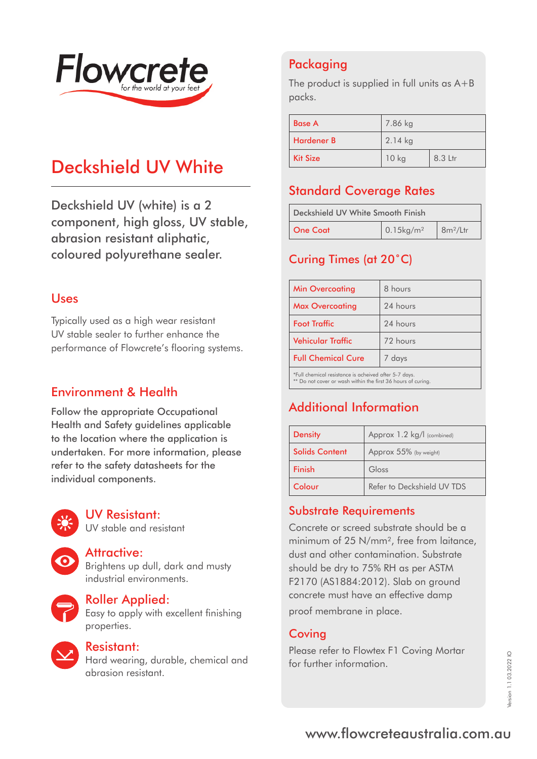Flowcrete

for the world at your feet

# Deckshield UV White

Deckshield UV (white) is a 2 component, high gloss, UV stable, abrasion resistant aliphatic, coloured polyurethane sealer.

## Uses

Typically used as a high wear resistant UV stable sealer to further enhance the performance of Flowcrete's flooring systems.

## Environment & Health

Follow the appropriate Occupational Health and Safety guidelines applicable to the location where the application is undertaken. For more information, please refer to the safety datasheets for the individual components.

### UV Resistant:

UV stable and resistant

### Attractive:

Brightens up dull, dark and musty industrial environments.

### Roller Applied:

Easy to apply with excellent finishing properties.

### Resistant:

Hard wearing, durable, chemical and abrasion resistant.

## Packaging

The product is supplied in full units as A+B packs.

| Base A | 7.86 kg | |
|---|---|---|
| Hardener B | 2.14 kg | |
| Kit Size | 10 kg | 8.3 Ltr |

## Standard Coverage Rates

| Deckshield UV White Smooth Finish | | |
|---|---|---|
| One Coat | 0.15kg/m² | 8m²/Ltr |

## Curing Times (at 20°C)

| Min Overcoating | 8 hours |
|---|---|
| Max Overcoating | 24 hours |
| Foot Traffic | 24 hours |
| Vehicular Traffic | 72 hours |
| Full Chemical Cure | 7 days |

*Full chemical resistance is acheived after 5-7 days.
** Do not cover or wash within the first 36 hours of curing.

## Additional Information

| Density | Approx 1.2 kg/l (combined) |
|---|---|
| Solids Content | Approx 55% (by weight) |
| Finish | Gloss |
| Colour | Refer to Deckshield UV TDS |

## Substrate Requirements

Concrete or screed substrate should be a minimum of 25 N/mm², free from laitance, dust and other contamination. Substrate should be dry to 75% RH as per ASTM F2170 (AS1884:2012). Slab on ground concrete must have an effective damp proof membrane in place.

## Coving

Please refer to Flowtex F1 Coving Mortar for further information.

Version 1.1 03.2022 IO

www.flowcreteaustralia.com.au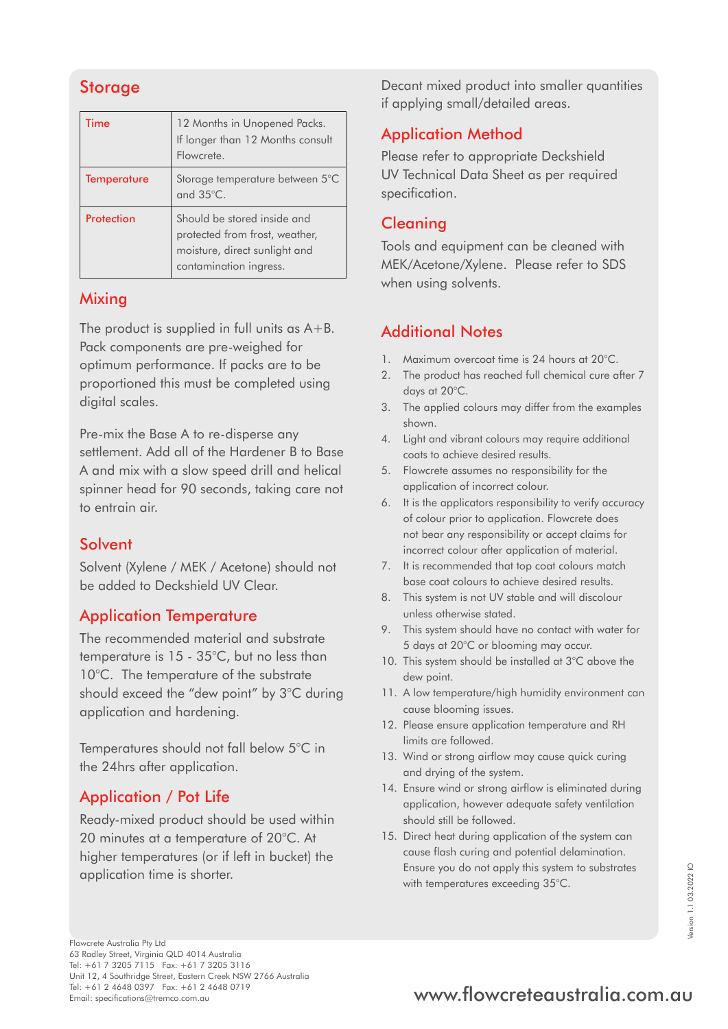## Storage

| | |
|---|---|
| Time | 12 Months in Unopened Packs. If longer than 12 Months consult Flowcrete. |
| Temperature | Storage temperature between 5°C and 35°C. |
| Protection | Should be stored inside and protected from frost, weather, moisture, direct sunlight and contamination ingress. |

## Mixing

The product is supplied in full units as A+B. Pack components are pre-weighed for optimum performance. If packs are to be proportioned this must be completed using digital scales.

Pre-mix the Base A to re-disperse any settlement. Add all of the Hardener B to Base A and mix with a slow speed drill and helical spinner head for 90 seconds, taking care not to entrain air.

## Solvent

Solvent (Xylene / MEK / Acetone) should not be added to Deckshield UV Clear.

## Application Temperature

The recommended material and substrate temperature is 15 - 35°C, but no less than 10°C. The temperature of the substrate should exceed the "dew point" by 3°C during application and hardening.

Temperatures should not fall below 5°C in the 24hrs after application.

## Application / Pot Life

Ready-mixed product should be used within 20 minutes at a temperature of 20°C. At higher temperatures (or if left in bucket) the application time is shorter.

Decant mixed product into smaller quantities if applying small/detailed areas.

## Application Method

Please refer to appropriate Deckshield UV Technical Data Sheet as per required specification.

## Cleaning

Tools and equipment can be cleaned with MEK/Acetone/Xylene. Please refer to SDS when using solvents.

## Additional Notes

1. Maximum overcoat time is 24 hours at 20°C.
2. The product has reached full chemical cure after 7 days at 20°C.
3. The applied colours may differ from the examples shown.
4. Light and vibrant colours may require additional coats to achieve desired results.
5. Flowcrete assumes no responsibility for the application of incorrect colour.
6. It is the applicators responsibility to verify accuracy of colour prior to application. Flowcrete does not bear any responsibility or accept claims for incorrect colour after application of material.
7. It is recommended that top coat colours match base coat colours to achieve desired results.
8. This system is not UV stable and will discolour unless otherwise stated.
9. This system should have no contact with water for 5 days at 20°C or blooming may occur.
10. This system should be installed at 3°C above the dew point.
11. A low temperature/high humidity environment can cause blooming issues.
12. Please ensure application temperature and RH limits are followed.
13. Wind or strong airflow may cause quick curing and drying of the system.
14. Ensure wind or strong airflow is eliminated during application, however adequate safety ventilation should still be followed.
15. Direct heat during application of the system can cause flash curing and potential delamination. Ensure you do not apply this system to substrates with temperatures exceeding 35°C.

Flowcrete Australia Pty Ltd
63 Radley Street, Virginia QLD 4014 Australia
Tel: +61 7 3205 7115 Fax: +61 7 3205 3116
Unit 12, 4 Southridge Street, Eastern Creek NSW 2766 Australia
Tel: +61 2 4648 0397 Fax: +61 2 4648 0719
Email: specifications@tremco.com.au

www.flowcreteaustralia.com.au

Version 1.1 03.2022 IO